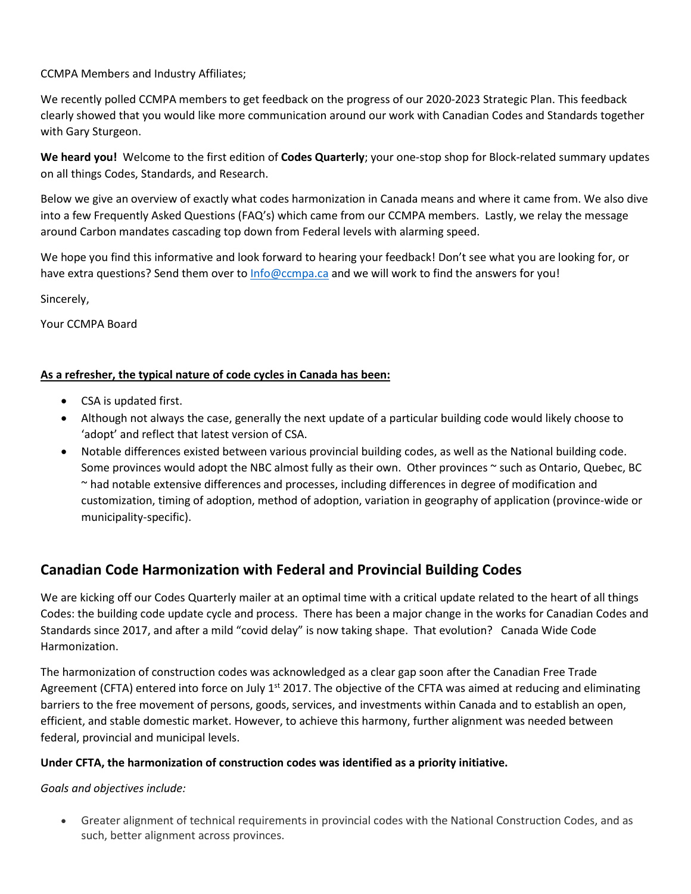CCMPA Members and Industry Affiliates;

We recently polled CCMPA members to get feedback on the progress of our 2020-2023 Strategic Plan. This feedback clearly showed that you would like more communication around our work with Canadian Codes and Standards together with Gary Sturgeon.

**We heard you!** Welcome to the first edition of **Codes Quarterly**; your one-stop shop for Block-related summary updates on all things Codes, Standards, and Research.

Below we give an overview of exactly what codes harmonization in Canada means and where it came from. We also dive into a few Frequently Asked Questions (FAQ's) which came from our CCMPA members. Lastly, we relay the message around Carbon mandates cascading top down from Federal levels with alarming speed.

We hope you find this informative and look forward to hearing your feedback! Don't see what you are looking for, or have extra questions? Send them over to Info@ccmpa.ca and we will work to find the answers for you!

Sincerely,

Your CCMPA Board

**As a refresher, the typical nature of code cycles in Canada has been:**

- CSA is updated first.
- Although not always the case, generally the next update of a particular building code would likely choose to 'adopt' and reflect that latest version of CSA.
- Notable differences existed between various provincial building codes, as well as the National building code. Some provinces would adopt the NBC almost fully as their own. Other provinces ~ such as Ontario, Quebec, BC ~ had notable extensive differences and processes, including differences in degree of modification and customization, timing of adoption, method of adoption, variation in geography of application (province-wide or municipality-specific).

## Canadian Code Harmonization with Federal and Provincial Building Codes

We are kicking off our Codes Quarterly mailer at an optimal time with a critical update related to the heart of all things Codes: the building code update cycle and process. There has been a major change in the works for Canadian Codes and Standards since 2017, and after a mild "covid delay" is now taking shape. That evolution? Canada Wide Code Harmonization.

The harmonization of construction codes was acknowledged as a clear gap soon after the Canadian Free Trade Agreement (CFTA) entered into force on July 1st 2017. The objective of the CFTA was aimed at reducing and eliminating barriers to the free movement of persons, goods, services, and investments within Canada and to establish an open, efficient, and stable domestic market. However, to achieve this harmony, further alignment was needed between federal, provincial and municipal levels.

**Under CFTA, the harmonization of construction codes was identified as a priority initiative.**

*Goals and objectives include:*

- Greater alignment of technical requirements in provincial codes with the National Construction Codes, and as such, better alignment across provinces.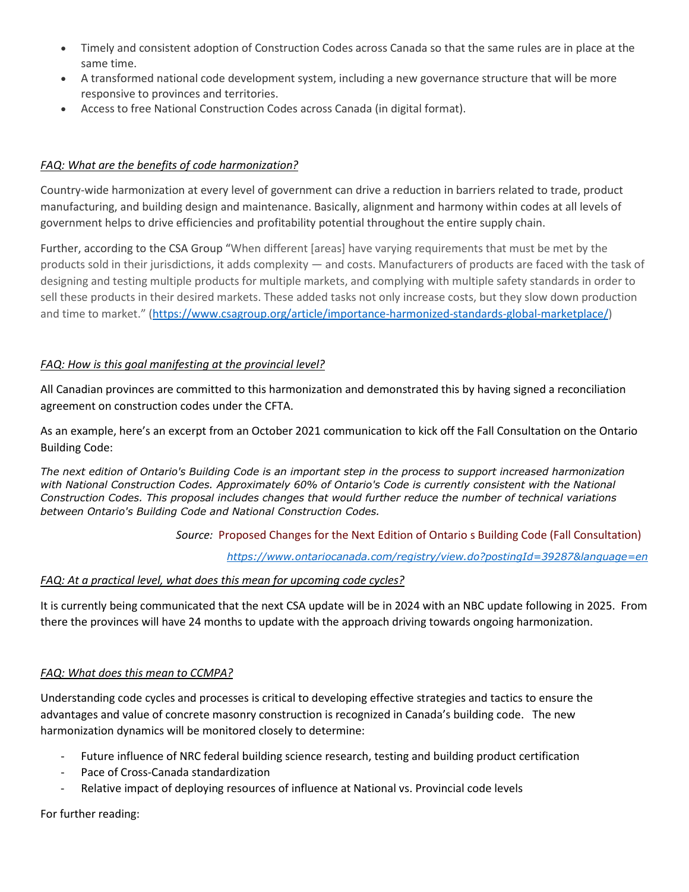- Timely and consistent adoption of Construction Codes across Canada so that the same rules are in place at the same time.
- A transformed national code development system, including a new governance structure that will be more responsive to provinces and territories.
- Access to free National Construction Codes across Canada (in digital format).

*FAQ: What are the benefits of code harmonization?*

Country-wide harmonization at every level of government can drive a reduction in barriers related to trade, product manufacturing, and building design and maintenance. Basically, alignment and harmony within codes at all levels of government helps to drive efficiencies and profitability potential throughout the entire supply chain.

Further, according to the CSA Group "When different [areas] have varying requirements that must be met by the products sold in their jurisdictions, it adds complexity — and costs. Manufacturers of products are faced with the task of designing and testing multiple products for multiple markets, and complying with multiple safety standards in order to sell these products in their desired markets. These added tasks not only increase costs, but they slow down production and time to market." (https://www.csagroup.org/article/importance-harmonized-standards-global-marketplace/)

*FAQ: How is this goal manifesting at the provincial level?*

All Canadian provinces are committed to this harmonization and demonstrated this by having signed a reconciliation agreement on construction codes under the CFTA.

As an example, here's an excerpt from an October 2021 communication to kick off the Fall Consultation on the Ontario Building Code:

*The next edition of Ontario's Building Code is an important step in the process to support increased harmonization with National Construction Codes. Approximately 60% of Ontario's Code is currently consistent with the National Construction Codes. This proposal includes changes that would further reduce the number of technical variations between Ontario's Building Code and National Construction Codes.*

*Source:* Proposed Changes for the Next Edition of Ontario s Building Code (Fall Consultation)

*https://www.ontariocanada.com/registry/view.do?postingId=39287&language=en*

*FAQ: At a practical level, what does this mean for upcoming code cycles?*

It is currently being communicated that the next CSA update will be in 2024 with an NBC update following in 2025. From there the provinces will have 24 months to update with the approach driving towards ongoing harmonization.

*FAQ: What does this mean to CCMPA?*

Understanding code cycles and processes is critical to developing effective strategies and tactics to ensure the advantages and value of concrete masonry construction is recognized in Canada's building code. The new harmonization dynamics will be monitored closely to determine:

- Future influence of NRC federal building science research, testing and building product certification
- Pace of Cross-Canada standardization
- Relative impact of deploying resources of influence at National vs. Provincial code levels

For further reading: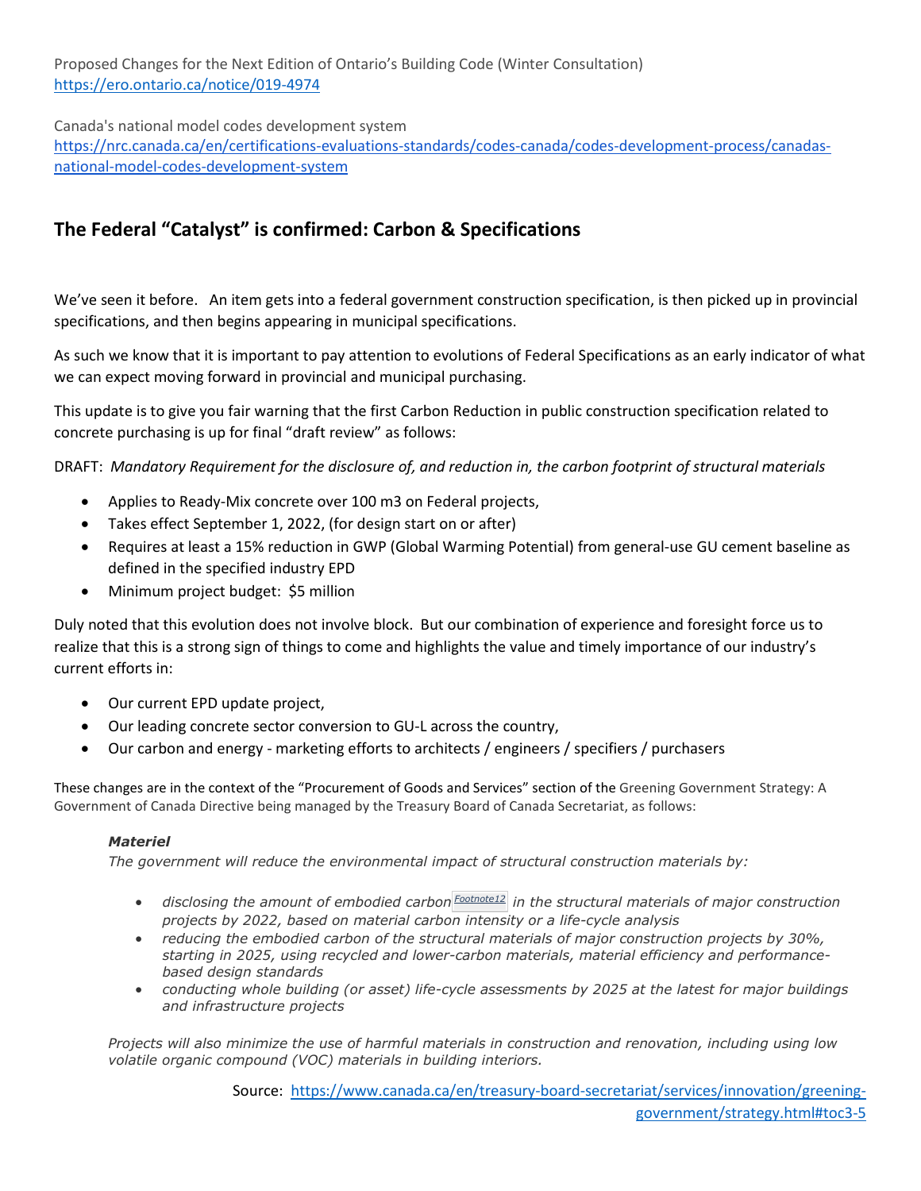Proposed Changes for the Next Edition of Ontario's Building Code (Winter Consultation)
https://ero.ontario.ca/notice/019-4974

Canada's national model codes development system
https://nrc.canada.ca/en/certifications-evaluations-standards/codes-canada/codes-development-process/canadas-national-model-codes-development-system

## The Federal "Catalyst" is confirmed: Carbon & Specifications

We've seen it before. An item gets into a federal government construction specification, is then picked up in provincial specifications, and then begins appearing in municipal specifications.

As such we know that it is important to pay attention to evolutions of Federal Specifications as an early indicator of what we can expect moving forward in provincial and municipal purchasing.

This update is to give you fair warning that the first Carbon Reduction in public construction specification related to concrete purchasing is up for final "draft review" as follows:

DRAFT: *Mandatory Requirement for the disclosure of, and reduction in, the carbon footprint of structural materials*

- Applies to Ready-Mix concrete over 100 m3 on Federal projects,
- Takes effect September 1, 2022, (for design start on or after)
- Requires at least a 15% reduction in GWP (Global Warming Potential) from general-use GU cement baseline as defined in the specified industry EPD
- Minimum project budget: $5 million

Duly noted that this evolution does not involve block. But our combination of experience and foresight force us to realize that this is a strong sign of things to come and highlights the value and timely importance of our industry's current efforts in:

- Our current EPD update project,
- Our leading concrete sector conversion to GU-L across the country,
- Our carbon and energy - marketing efforts to architects / engineers / specifiers / purchasers

These changes are in the context of the "Procurement of Goods and Services" section of the Greening Government Strategy: A Government of Canada Directive being managed by the Treasury Board of Canada Secretariat, as follows:

> ***Materiel***
>
> *The government will reduce the environmental impact of structural construction materials by:*
>
> - *disclosing the amount of embodied carbon* [Footnote12] *in the structural materials of major construction projects by 2022, based on material carbon intensity or a life-cycle analysis*
> - *reducing the embodied carbon of the structural materials of major construction projects by 30%, starting in 2025, using recycled and lower-carbon materials, material efficiency and performance-based design standards*
> - *conducting whole building (or asset) life-cycle assessments by 2025 at the latest for major buildings and infrastructure projects*
>
> *Projects will also minimize the use of harmful materials in construction and renovation, including using low volatile organic compound (VOC) materials in building interiors.*

Source: https://www.canada.ca/en/treasury-board-secretariat/services/innovation/greening-government/strategy.html#toc3-5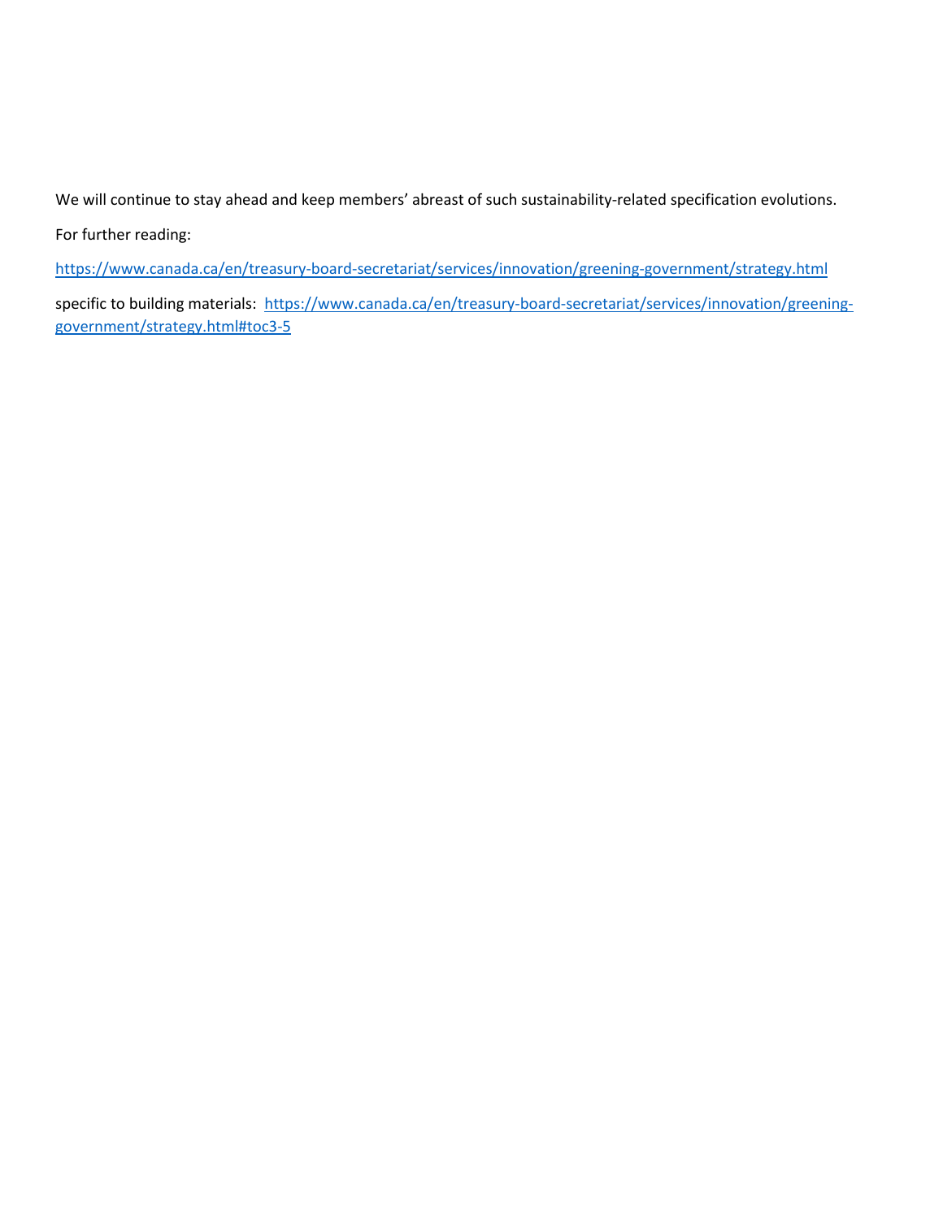We will continue to stay ahead and keep members' abreast of such sustainability-related specification evolutions.

For further reading:

https://www.canada.ca/en/treasury-board-secretariat/services/innovation/greening-government/strategy.html

specific to building materials: https://www.canada.ca/en/treasury-board-secretariat/services/innovation/greening-government/strategy.html#toc3-5